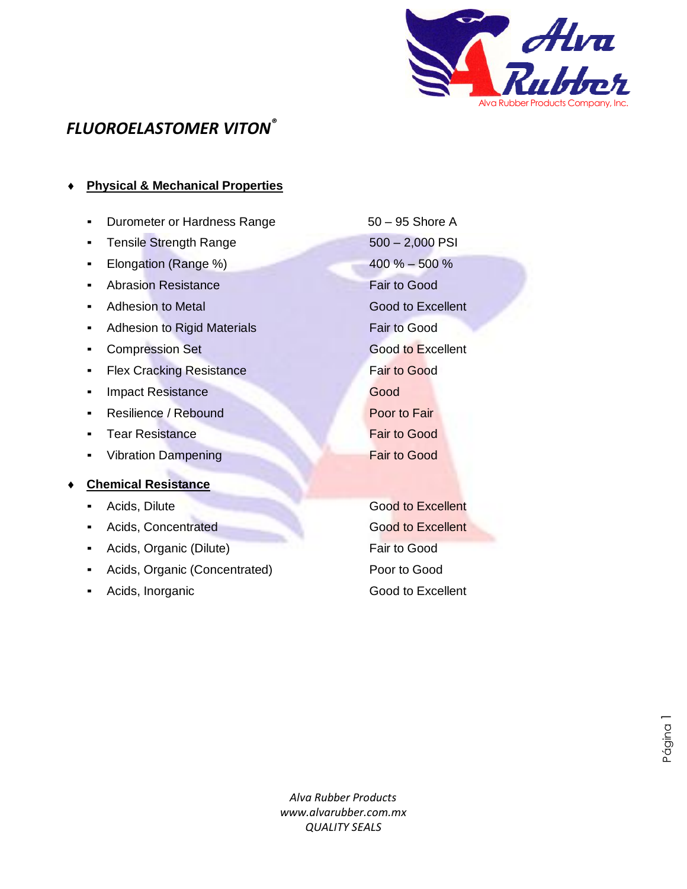# *FLUOROELASTOMER VITON®*

## Physical & Mechanical Properties

| Property | Value |
|---|---|
| Durometer or Hardness Range | 50 – 95 Shore A |
| Tensile Strength Range | 500 – 2,000 PSI |
| Elongation (Range %) | 400 % – 500 % |
| Abrasion Resistance | Fair to Good |
| Adhesion to Metal | Good to Excellent |
| Adhesion to Rigid Materials | Fair to Good |
| Compression Set | Good to Excellent |
| Flex Cracking Resistance | Fair to Good |
| Impact Resistance | Good |
| Resilience / Rebound | Poor to Fair |
| Tear Resistance | Fair to Good |
| Vibration Dampening | Fair to Good |

## Chemical Resistance

| Chemical | Resistance |
|---|---|
| Acids, Dilute | Good to Excellent |
| Acids, Concentrated | Good to Excellent |
| Acids, Organic (Dilute) | Fair to Good |
| Acids, Organic (Concentrated) | Poor to Good |
| Acids, Inorganic | Good to Excellent |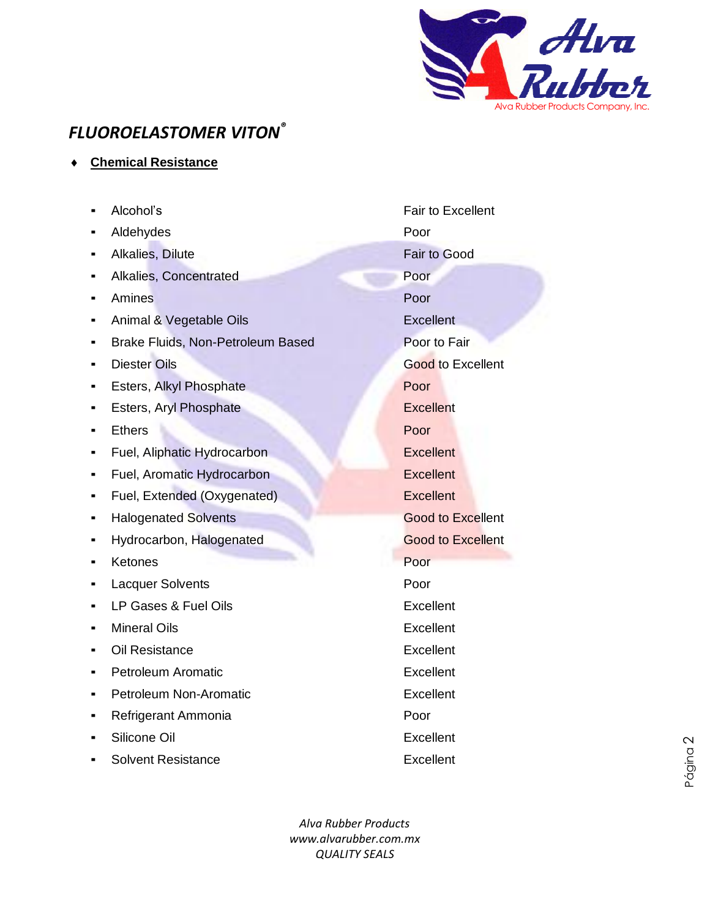## *FLUOROELASTOMER VITON®*

- **Chemical Resistance**

| | |
|---|---|
| Alcohol's | Fair to Excellent |
| Aldehydes | Poor |
| Alkalies, Dilute | Fair to Good |
| Alkalies, Concentrated | Poor |
| Amines | Poor |
| Animal & Vegetable Oils | Excellent |
| Brake Fluids, Non-Petroleum Based | Poor to Fair |
| Diester Oils | Good to Excellent |
| Esters, Alkyl Phosphate | Poor |
| Esters, Aryl Phosphate | Excellent |
| Ethers | Poor |
| Fuel, Aliphatic Hydrocarbon | Excellent |
| Fuel, Aromatic Hydrocarbon | Excellent |
| Fuel, Extended (Oxygenated) | Excellent |
| Halogenated Solvents | Good to Excellent |
| Hydrocarbon, Halogenated | Good to Excellent |
| Ketones | Poor |
| Lacquer Solvents | Poor |
| LP Gases & Fuel Oils | Excellent |
| Mineral Oils | Excellent |
| Oil Resistance | Excellent |
| Petroleum Aromatic | Excellent |
| Petroleum Non-Aromatic | Excellent |
| Refrigerant Ammonia | Poor |
| Silicone Oil | Excellent |
| Solvent Resistance | Excellent |

*Alva Rubber Products*
*www.alvarubber.com.mx*
*QUALITY SEALS*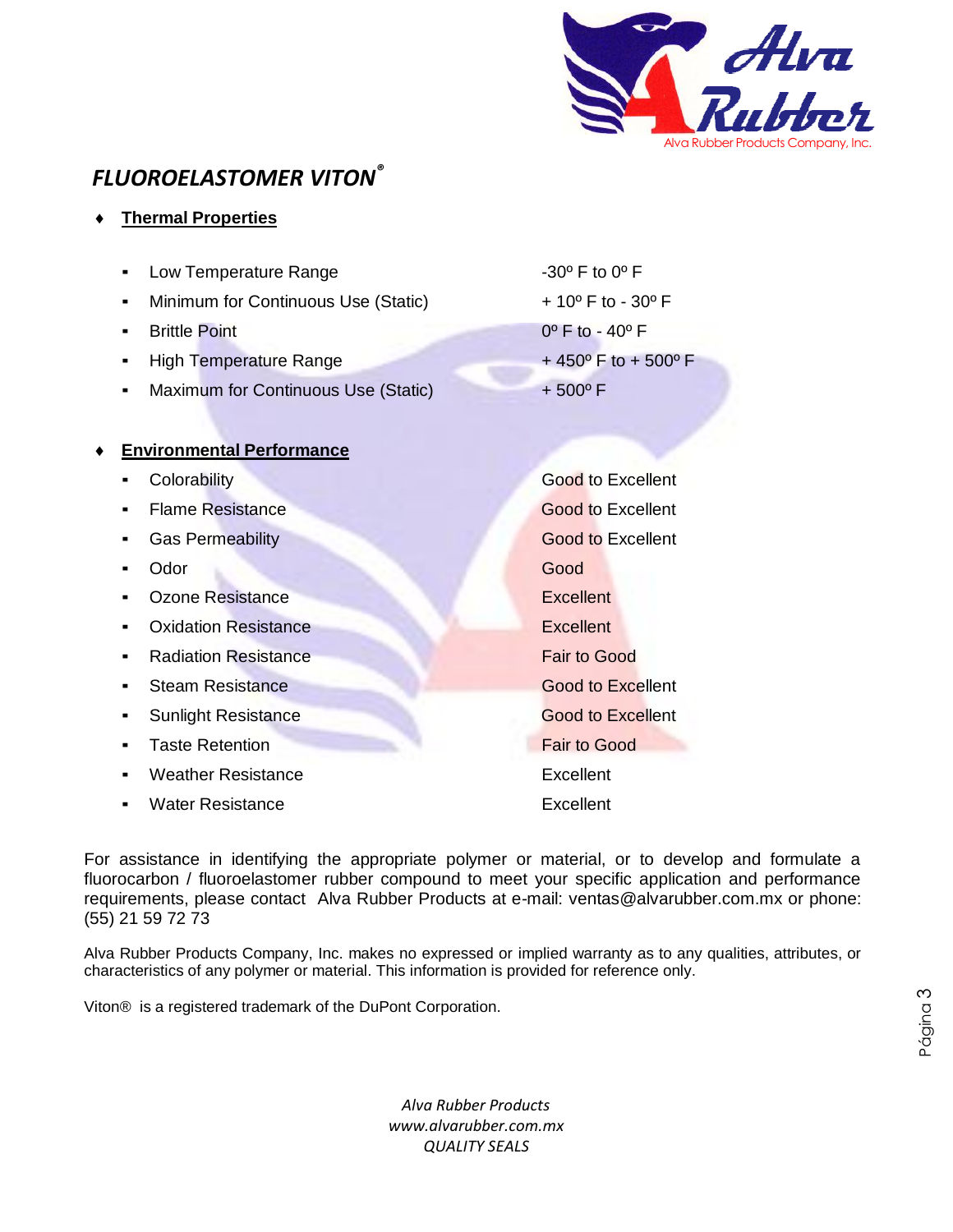# *FLUOROELASTOMER VITON®*

- **Thermal Properties**

| | |
|---|---|
| Low Temperature Range | -30º F to 0º F |
| Minimum for Continuous Use (Static) | + 10º F to - 30º F |
| Brittle Point | 0º F to - 40º F |
| High Temperature Range | + 450º F to + 500º F |
| Maximum for Continuous Use (Static) | + 500º F |

- **Environmental Performance**

| | |
|---|---|
| Colorability | Good to Excellent |
| Flame Resistance | Good to Excellent |
| Gas Permeability | Good to Excellent |
| Odor | Good |
| Ozone Resistance | Excellent |
| Oxidation Resistance | Excellent |
| Radiation Resistance | Fair to Good |
| Steam Resistance | Good to Excellent |
| Sunlight Resistance | Good to Excellent |
| Taste Retention | Fair to Good |
| Weather Resistance | Excellent |
| Water Resistance | Excellent |

For assistance in identifying the appropriate polymer or material, or to develop and formulate a fluorocarbon / fluoroelastomer rubber compound to meet your specific application and performance requirements, please contact Alva Rubber Products at e-mail: ventas@alvarubber.com.mx or phone: (55) 21 59 72 73

Alva Rubber Products Company, Inc. makes no expressed or implied warranty as to any qualities, attributes, or characteristics of any polymer or material. This information is provided for reference only.

Viton® is a registered trademark of the DuPont Corporation.